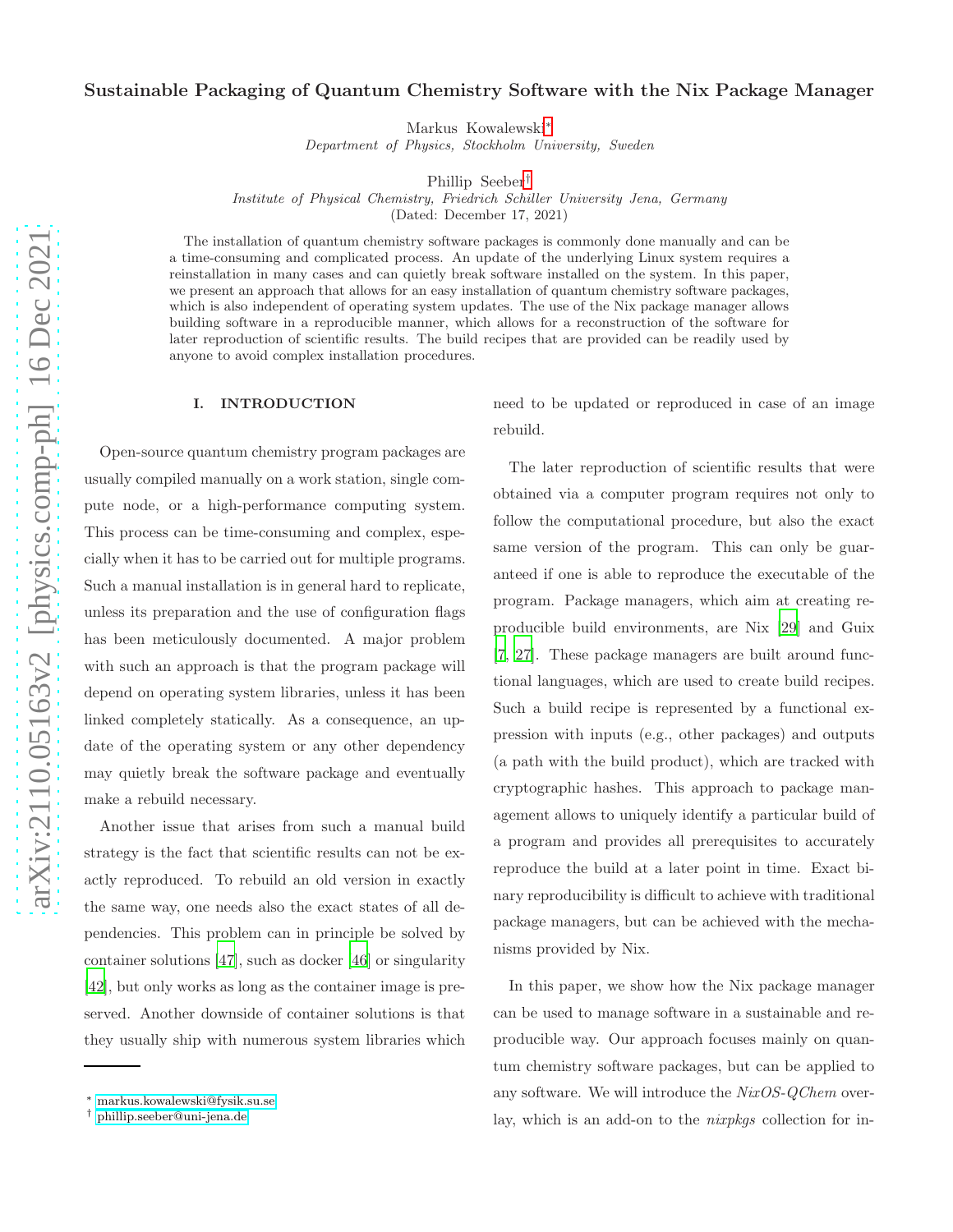# Sustainable Packaging of Quantum Chemistry Software with the Nix Package Manager

Markus Kowalewski[*]
*Department of Physics, Stockholm University, Sweden*

Phillip Seeber[†]
*Institute of Physical Chemistry, Friedrich Schiller University Jena, Germany*
(Dated: December 17, 2021)

The installation of quantum chemistry software packages is commonly done manually and can be a time-consuming and complicated process. An update of the underlying Linux system requires a reinstallation in many cases and can quietly break software installed on the system. In this paper, we present an approach that allows for an easy installation of quantum chemistry software packages, which is also independent of operating system updates. The use of the Nix package manager allows building software in a reproducible manner, which allows for a reconstruction of the software for later reproduction of scientific results. The build recipes that are provided can be readily used by anyone to avoid complex installation procedures.

## I. INTRODUCTION

Open-source quantum chemistry program packages are usually compiled manually on a work station, single compute node, or a high-performance computing system. This process can be time-consuming and complex, especially when it has to be carried out for multiple programs. Such a manual installation is in general hard to replicate, unless its preparation and the use of configuration flags has been meticulously documented. A major problem with such an approach is that the program package will depend on operating system libraries, unless it has been linked completely statically. As a consequence, an update of the operating system or any other dependency may quietly break the software package and eventually make a rebuild necessary.

Another issue that arises from such a manual build strategy is the fact that scientific results can not be exactly reproduced. To rebuild an old version in exactly the same way, one needs also the exact states of all dependencies. This problem can in principle be solved by container solutions [47], such as docker [46] or singularity [42], but only works as long as the container image is preserved. Another downside of container solutions is that they usually ship with numerous system libraries which need to be updated or reproduced in case of an image rebuild.

The later reproduction of scientific results that were obtained via a computer program requires not only to follow the computational procedure, but also the exact same version of the program. This can only be guaranteed if one is able to reproduce the executable of the program. Package managers, which aim at creating reproducible build environments, are Nix [29] and Guix [7, 27]. These package managers are built around functional languages, which are used to create build recipes. Such a build recipe is represented by a functional expression with inputs (e.g., other packages) and outputs (a path with the build product), which are tracked with cryptographic hashes. This approach to package management allows to uniquely identify a particular build of a program and provides all prerequisites to accurately reproduce the build at a later point in time. Exact binary reproducibility is difficult to achieve with traditional package managers, but can be achieved with the mechanisms provided by Nix.

In this paper, we show how the Nix package manager can be used to manage software in a sustainable and reproducible way. Our approach focuses mainly on quantum chemistry software packages, but can be applied to any software. We will introduce the *NixOS-QChem* overlay, which is an add-on to the *nixpkgs* collection for in-

[*] markus.kowalewski@fysik.su.se
[†] phillip.seeber@uni-jena.de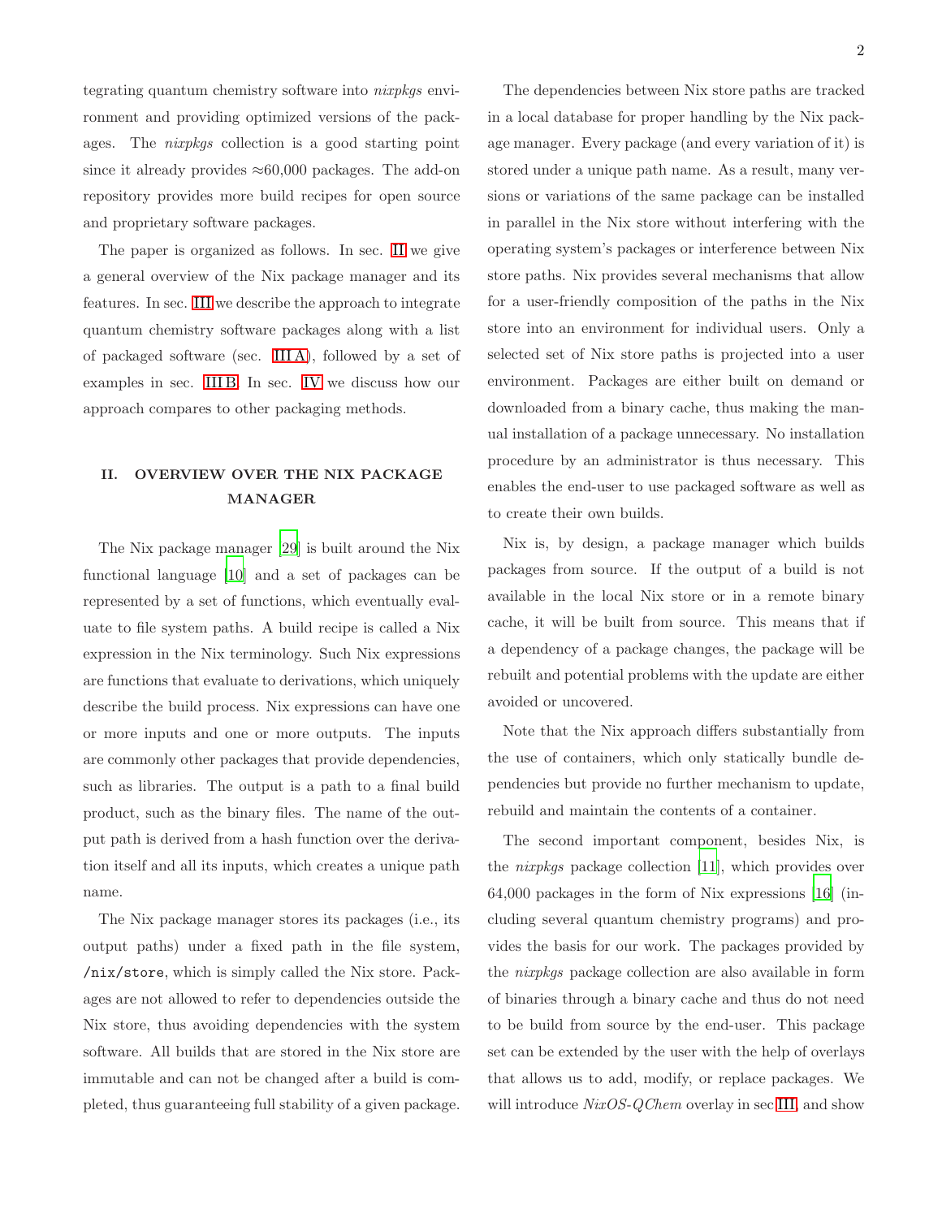tegrating quantum chemistry software into *nixpkgs* environment and providing optimized versions of the packages. The *nixpkgs* collection is a good starting point since it already provides ≈60,000 packages. The add-on repository provides more build recipes for open source and proprietary software packages.

The paper is organized as follows. In sec. II we give a general overview of the Nix package manager and its features. In sec. III we describe the approach to integrate quantum chemistry software packages along with a list of packaged software (sec. III A), followed by a set of examples in sec. III B. In sec. IV we discuss how our approach compares to other packaging methods.

## II. OVERVIEW OVER THE NIX PACKAGE MANAGER

The Nix package manager [29] is built around the Nix functional language [10] and a set of packages can be represented by a set of functions, which eventually evaluate to file system paths. A build recipe is called a Nix expression in the Nix terminology. Such Nix expressions are functions that evaluate to derivations, which uniquely describe the build process. Nix expressions can have one or more inputs and one or more outputs. The inputs are commonly other packages that provide dependencies, such as libraries. The output is a path to a final build product, such as the binary files. The name of the output path is derived from a hash function over the derivation itself and all its inputs, which creates a unique path name.

The Nix package manager stores its packages (i.e., its output paths) under a fixed path in the file system, `/nix/store`, which is simply called the Nix store. Packages are not allowed to refer to dependencies outside the Nix store, thus avoiding dependencies with the system software. All builds that are stored in the Nix store are immutable and can not be changed after a build is completed, thus guaranteeing full stability of a given package.

The dependencies between Nix store paths are tracked in a local database for proper handling by the Nix package manager. Every package (and every variation of it) is stored under a unique path name. As a result, many versions or variations of the same package can be installed in parallel in the Nix store without interfering with the operating system's packages or interference between Nix store paths. Nix provides several mechanisms that allow for a user-friendly composition of the paths in the Nix store into an environment for individual users. Only a selected set of Nix store paths is projected into a user environment. Packages are either built on demand or downloaded from a binary cache, thus making the manual installation of a package unnecessary. No installation procedure by an administrator is thus necessary. This enables the end-user to use packaged software as well as to create their own builds.

Nix is, by design, a package manager which builds packages from source. If the output of a build is not available in the local Nix store or in a remote binary cache, it will be built from source. This means that if a dependency of a package changes, the package will be rebuilt and potential problems with the update are either avoided or uncovered.

Note that the Nix approach differs substantially from the use of containers, which only statically bundle dependencies but provide no further mechanism to update, rebuild and maintain the contents of a container.

The second important component, besides Nix, is the *nixpkgs* package collection [11], which provides over 64,000 packages in the form of Nix expressions [16] (including several quantum chemistry programs) and provides the basis for our work. The packages provided by the *nixpkgs* package collection are also available in form of binaries through a binary cache and thus do not need to be build from source by the end-user. This package set can be extended by the user with the help of overlays that allows us to add, modify, or replace packages. We will introduce *NixOS-QChem* overlay in sec III, and show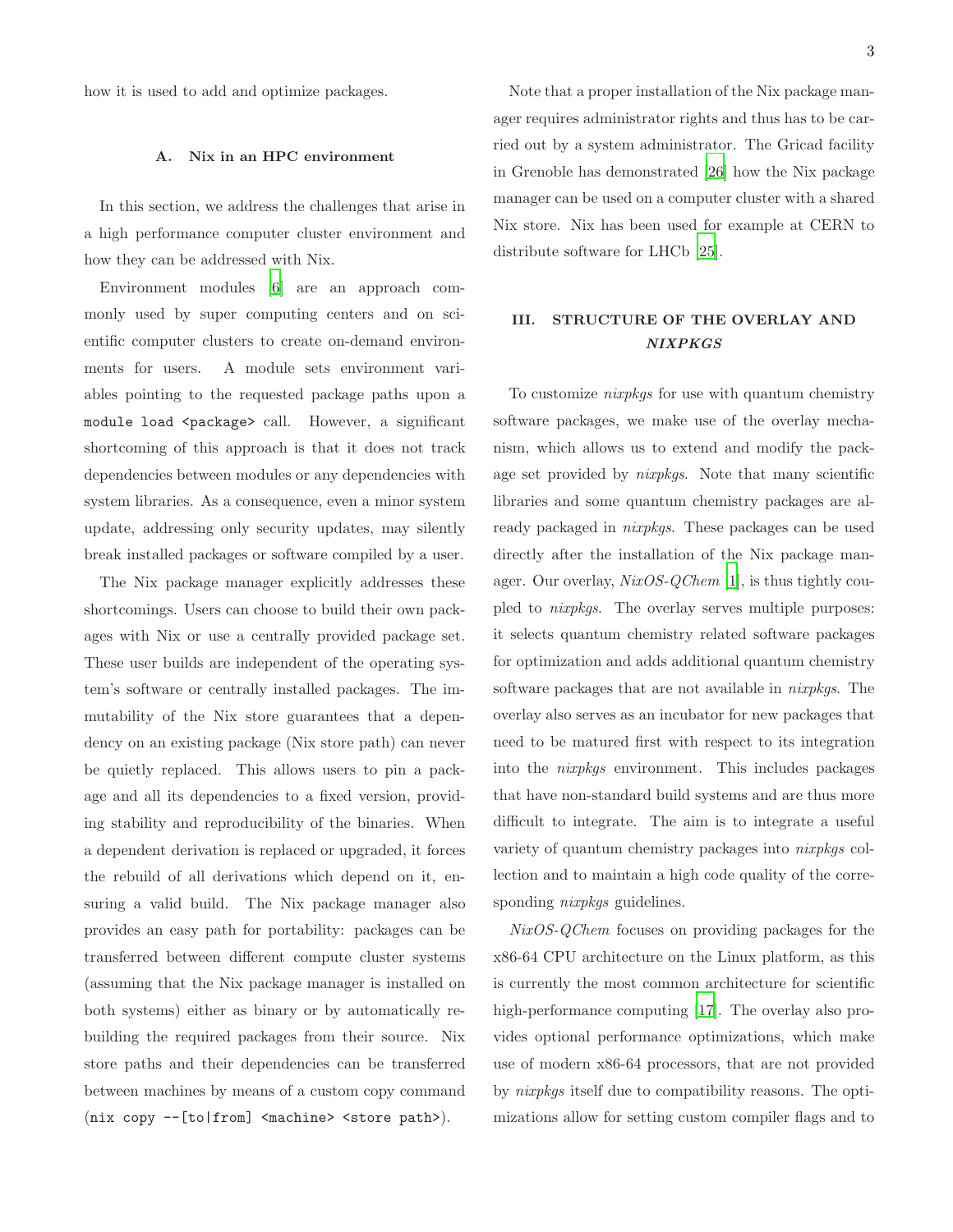how it is used to add and optimize packages.

### A. Nix in an HPC environment

In this section, we address the challenges that arise in a high performance computer cluster environment and how they can be addressed with Nix.

Environment modules [6] are an approach commonly used by super computing centers and on scientific computer clusters to create on-demand environments for users. A module sets environment variables pointing to the requested package paths upon a `module load <package>` call. However, a significant shortcoming of this approach is that it does not track dependencies between modules or any dependencies with system libraries. As a consequence, even a minor system update, addressing only security updates, may silently break installed packages or software compiled by a user.

The Nix package manager explicitly addresses these shortcomings. Users can choose to build their own packages with Nix or use a centrally provided package set. These user builds are independent of the operating system's software or centrally installed packages. The immutability of the Nix store guarantees that a dependency on an existing package (Nix store path) can never be quietly replaced. This allows users to pin a package and all its dependencies to a fixed version, providing stability and reproducibility of the binaries. When a dependent derivation is replaced or upgraded, it forces the rebuild of all derivations which depend on it, ensuring a valid build. The Nix package manager also provides an easy path for portability: packages can be transferred between different compute cluster systems (assuming that the Nix package manager is installed on both systems) either as binary or by automatically rebuilding the required packages from their source. Nix store paths and their dependencies can be transferred between machines by means of a custom copy command (`nix copy --[to|from] <machine> <store path>`).

Note that a proper installation of the Nix package manager requires administrator rights and thus has to be carried out by a system administrator. The Gricad facility in Grenoble has demonstrated [26] how the Nix package manager can be used on a computer cluster with a shared Nix store. Nix has been used for example at CERN to distribute software for LHCb [25].

## III. STRUCTURE OF THE OVERLAY AND *NIXPKGS*

To customize *nixpkgs* for use with quantum chemistry software packages, we make use of the overlay mechanism, which allows us to extend and modify the package set provided by *nixpkgs*. Note that many scientific libraries and some quantum chemistry packages are already packaged in *nixpkgs*. These packages can be used directly after the installation of the Nix package manager. Our overlay, *NixOS-QChem* [1], is thus tightly coupled to *nixpkgs*. The overlay serves multiple purposes: it selects quantum chemistry related software packages for optimization and adds additional quantum chemistry software packages that are not available in *nixpkgs*. The overlay also serves as an incubator for new packages that need to be matured first with respect to its integration into the *nixpkgs* environment. This includes packages that have non-standard build systems and are thus more difficult to integrate. The aim is to integrate a useful variety of quantum chemistry packages into *nixpkgs* collection and to maintain a high code quality of the corresponding *nixpkgs* guidelines.

*NixOS-QChem* focuses on providing packages for the x86-64 CPU architecture on the Linux platform, as this is currently the most common architecture for scientific high-performance computing [17]. The overlay also provides optional performance optimizations, which make use of modern x86-64 processors, that are not provided by *nixpkgs* itself due to compatibility reasons. The optimizations allow for setting custom compiler flags and to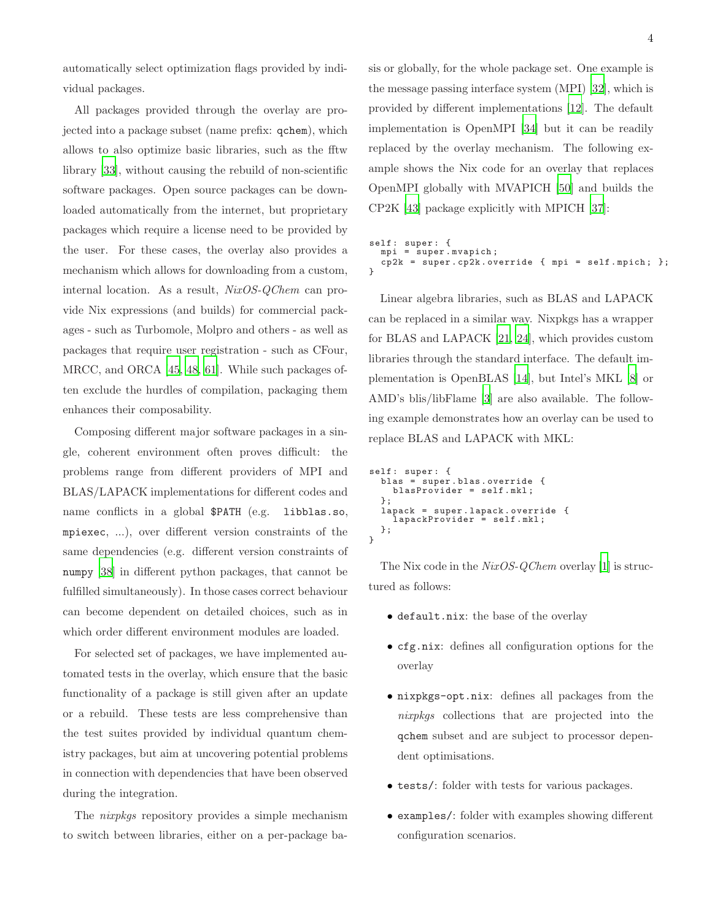automatically select optimization flags provided by individual packages.

All packages provided through the overlay are projected into a package subset (name prefix: `qchem`), which allows to also optimize basic libraries, such as the fftw library [33], without causing the rebuild of non-scientific software packages. Open source packages can be downloaded automatically from the internet, but proprietary packages which require a license need to be provided by the user. For these cases, the overlay also provides a mechanism which allows for downloading from a custom, internal location. As a result, *NixOS-QChem* can provide Nix expressions (and builds) for commercial packages - such as Turbomole, Molpro and others - as well as packages that require user registration - such as CFour, MRCC, and ORCA [45, 48, 61]. While such packages often exclude the hurdles of compilation, packaging them enhances their composability.

Composing different major software packages in a single, coherent environment often proves difficult: the problems range from different providers of MPI and BLAS/LAPACK implementations for different codes and name conflicts in a global `$PATH` (e.g. `libblas.so`, `mpiexec`, ...), over different version constraints of the same dependencies (e.g. different version constraints of `numpy` [38] in different python packages, that cannot be fulfilled simultaneously). In those cases correct behaviour can become dependent on detailed choices, such as in which order different environment modules are loaded.

For selected set of packages, we have implemented automated tests in the overlay, which ensure that the basic functionality of a package is still given after an update or a rebuild. These tests are less comprehensive than the test suites provided by individual quantum chemistry packages, but aim at uncovering potential problems in connection with dependencies that have been observed during the integration.

The *nixpkgs* repository provides a simple mechanism to switch between libraries, either on a per-package basis or globally, for the whole package set. One example is the message passing interface system (MPI) [32], which is provided by different implementations [12]. The default implementation is OpenMPI [34] but it can be readily replaced by the overlay mechanism. The following example shows the Nix code for an overlay that replaces OpenMPI globally with MVAPICH [50] and builds the CP2K [43] package explicitly with MPICH [37]:

```
self: super: {
  mpi = super.mvapich;
  cp2k = super.cp2k.override { mpi = self.mpich; };
}
```

Linear algebra libraries, such as BLAS and LAPACK can be replaced in a similar way. Nixpkgs has a wrapper for BLAS and LAPACK [21, 24], which provides custom libraries through the standard interface. The default implementation is OpenBLAS [14], but Intel's MKL [8] or AMD's blis/libFlame [3] are also available. The following example demonstrates how an overlay can be used to replace BLAS and LAPACK with MKL:

```
self: super: {
  blas = super.blas.override {
    blasProvider = self.mkl;
  };
  lapack = super.lapack.override {
    lapackProvider = self.mkl;
  };
}
```

The Nix code in the *NixOS-QChem* overlay [1] is structured as follows:

- `default.nix`: the base of the overlay
- `cfg.nix`: defines all configuration options for the overlay
- `nixpkgs-opt.nix`: defines all packages from the *nixpkgs* collections that are projected into the `qchem` subset and are subject to processor dependent optimisations.
- `tests/`: folder with tests for various packages.
- `examples/`: folder with examples showing different configuration scenarios.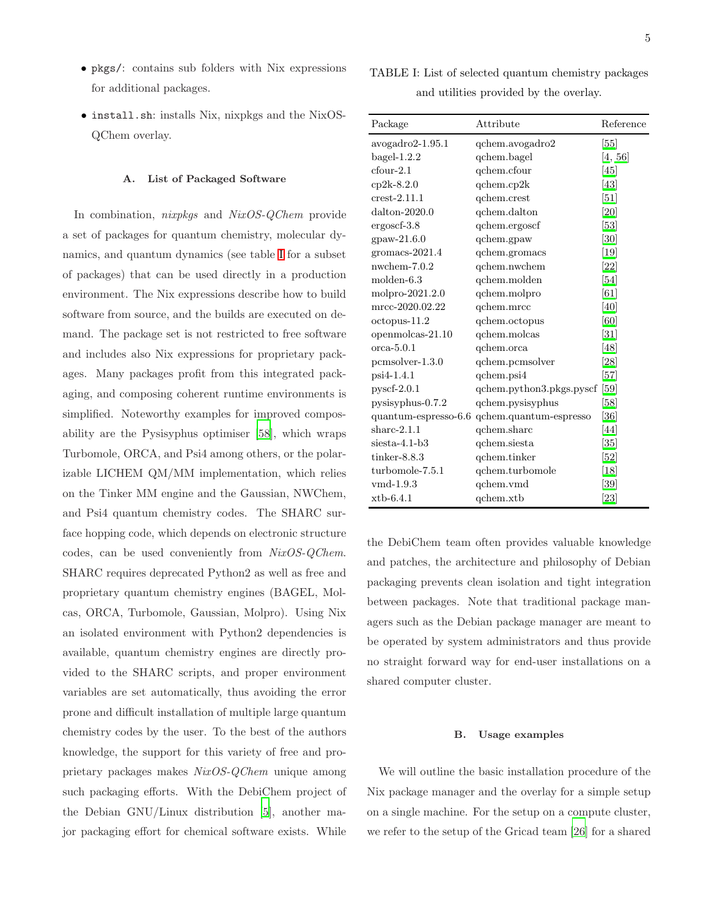- `pkgs/`: contains sub folders with Nix expressions for additional packages.
- `install.sh`: installs Nix, nixpkgs and the NixOS-QChem overlay.

### A. List of Packaged Software

In combination, *nixpkgs* and *NixOS-QChem* provide a set of packages for quantum chemistry, molecular dynamics, and quantum dynamics (see table I for a subset of packages) that can be used directly in a production environment. The Nix expressions describe how to build software from source, and the builds are executed on demand. The package set is not restricted to free software and includes also Nix expressions for proprietary packages. Many packages profit from this integrated packaging, and composing coherent runtime environments is simplified. Noteworthy examples for improved composability are the Pysisyphus optimiser [58], which wraps Turbomole, ORCA, and Psi4 among others, or the polarizable LICHEM QM/MM implementation, which relies on the Tinker MM engine and the Gaussian, NWChem, and Psi4 quantum chemistry codes. The SHARC surface hopping code, which depends on electronic structure codes, can be used conveniently from *NixOS-QChem*. SHARC requires deprecated Python2 as well as free and proprietary quantum chemistry engines (BAGEL, Molcas, ORCA, Turbomole, Gaussian, Molpro). Using Nix an isolated environment with Python2 dependencies is available, quantum chemistry engines are directly provided to the SHARC scripts, and proper environment variables are set automatically, thus avoiding the error prone and difficult installation of multiple large quantum chemistry codes by the user. To the best of the authors knowledge, the support for this variety of free and proprietary packages makes *NixOS-QChem* unique among such packaging efforts. With the DebiChem project of the Debian GNU/Linux distribution [5], another major packaging effort for chemical software exists. While the DebiChem team often provides valuable knowledge and patches, the architecture and philosophy of Debian packaging prevents clean isolation and tight integration between packages. Note that traditional package managers such as the Debian package manager are meant to be operated by system administrators and thus provide no straight forward way for end-user installations on a shared computer cluster.

TABLE I: List of selected quantum chemistry packages and utilities provided by the overlay.

| Package | Attribute | Reference |
|---|---|---|
| avogadro2-1.95.1 | qchem.avogadro2 | [55] |
| bagel-1.2.2 | qchem.bagel | [4, 56] |
| cfour-2.1 | qchem.cfour | [45] |
| cp2k-8.2.0 | qchem.cp2k | [43] |
| crest-2.11.1 | qchem.crest | [51] |
| dalton-2020.0 | qchem.dalton | [20] |
| ergoscf-3.8 | qchem.ergoscf | [53] |
| gpaw-21.6.0 | qchem.gpaw | [30] |
| gromacs-2021.4 | qchem.gromacs | [19] |
| nwchem-7.0.2 | qchem.nwchem | [22] |
| molden-6.3 | qchem.molden | [54] |
| molpro-2021.2.0 | qchem.molpro | [61] |
| mrcc-2020.02.22 | qchem.mrcc | [40] |
| octopus-11.2 | qchem.octopus | [60] |
| openmolcas-21.10 | qchem.molcas | [31] |
| orca-5.0.1 | qchem.orca | [48] |
| pcmsolver-1.3.0 | qchem.pcmsolver | [28] |
| psi4-1.4.1 | qchem.psi4 | [57] |
| pyscf-2.0.1 | qchem.python3.pkgs.pyscf | [59] |
| pysisyphus-0.7.2 | qchem.pysisyphus | [58] |
| quantum-espresso-6.6 | qchem.quantum-espresso | [36] |
| sharc-2.1.1 | qchem.sharc | [44] |
| siesta-4.1-b3 | qchem.siesta | [35] |
| tinker-8.8.3 | qchem.tinker | [52] |
| turbomole-7.5.1 | qchem.turbomole | [18] |
| vmd-1.9.3 | qchem.vmd | [39] |
| xtb-6.4.1 | qchem.xtb | [23] |

### B. Usage examples

We will outline the basic installation procedure of the Nix package manager and the overlay for a simple setup on a single machine. For the setup on a compute cluster, we refer to the setup of the Gricad team [26] for a shared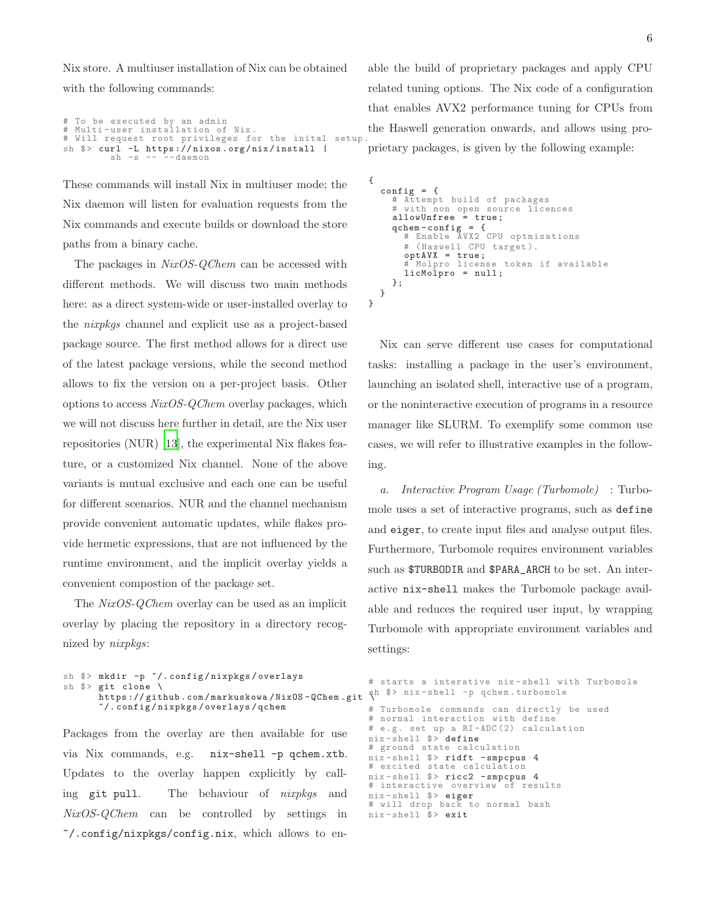Nix store. A multiuser installation of Nix can be obtained with the following commands:

```
# To be executed by an admin
# Multi-user installation of Nix.
# Will request root privileges for the inital setup.
sh $> curl -L https://nixos.org/nix/install |
        sh -s -- --daemon
```

These commands will install Nix in multiuser mode; the Nix daemon will listen for evaluation requests from the Nix commands and execute builds or download the store paths from a binary cache.

The packages in *NixOS-QChem* can be accessed with different methods. We will discuss two main methods here: as a direct system-wide or user-installed overlay to the *nixpkgs* channel and explicit use as a project-based package source. The first method allows for a direct use of the latest package versions, while the second method allows to fix the version on a per-project basis. Other options to access *NixOS-QChem* overlay packages, which we will not discuss here further in detail, are the Nix user repositories (NUR) [13], the experimental Nix flakes feature, or a customized Nix channel. None of the above variants is mutual exclusive and each one can be useful for different scenarios. NUR and the channel mechanism provide convenient automatic updates, while flakes provide hermetic expressions, that are not influenced by the runtime environment, and the implicit overlay yields a convenient compostion of the package set.

The *NixOS-QChem* overlay can be used as an implicit overlay by placing the repository in a directory recognized by *nixpkgs*:

```
sh $> mkdir -p ~/.config/nixpkgs/overlays
sh $> git clone \
      https://github.com/markuskowa/NixOS-QChem.git \
      ~/.config/nixpkgs/overlays/qchem
```

Packages from the overlay are then available for use via Nix commands, e.g. `nix-shell -p qchem.xtb`. Updates to the overlay happen explicitly by calling `git pull`. The behaviour of *nixpkgs* and *NixOS-QChem* can be controlled by settings in `~/.config/nixpkgs/config.nix`, which allows to enable the build of proprietary packages and apply CPU related tuning options. The Nix code of a configuration that enables AVX2 performance tuning for CPUs from the Haswell generation onwards, and allows using proprietary packages, is given by the following example:

```
{
  config = {
    # Attempt build of packages
    # with non open source licences
    allowUnfree = true;
    qchem-config = {
      # Enable AVX2 CPU optmisations
      # (Haswell CPU target).
      optAVX = true;
      # Molpro license token if available
      licMolpro = null;
    };
  }
}
```

Nix can serve different use cases for computational tasks: installing a package in the user's environment, launching an isolated shell, interactive use of a program, or the noninteractive execution of programs in a resource manager like SLURM. To exemplify some common use cases, we will refer to illustrative examples in the following.

*a. Interactive Program Usage (Turbomole)* : Turbomole uses a set of interactive programs, such as `define` and `eiger`, to create input files and analyse output files. Furthermore, Turbomole requires environment variables such as `$TURBODIR` and `$PARA_ARCH` to be set. An interactive `nix-shell` makes the Turbomole package available and reduces the required user input, by wrapping Turbomole with appropriate environment variables and settings:

```
# starts a interative nix-shell with Turbomole
sh $> nix-shell -p qchem.turbomole

# Turbomole commands can directly be used
# normal interaction with define
# e.g. set up a RI-ADC(2) calculation
nix-shell $> define
# ground state calculation
nix-shell $> ridft -smpcpus 4
# excited state calculation
nix-shell $> ricc2 -smpcpus 4
# interactive overview of results
nix-shell $> eiger
# will drop back to normal bash
nix-shell $> exit
```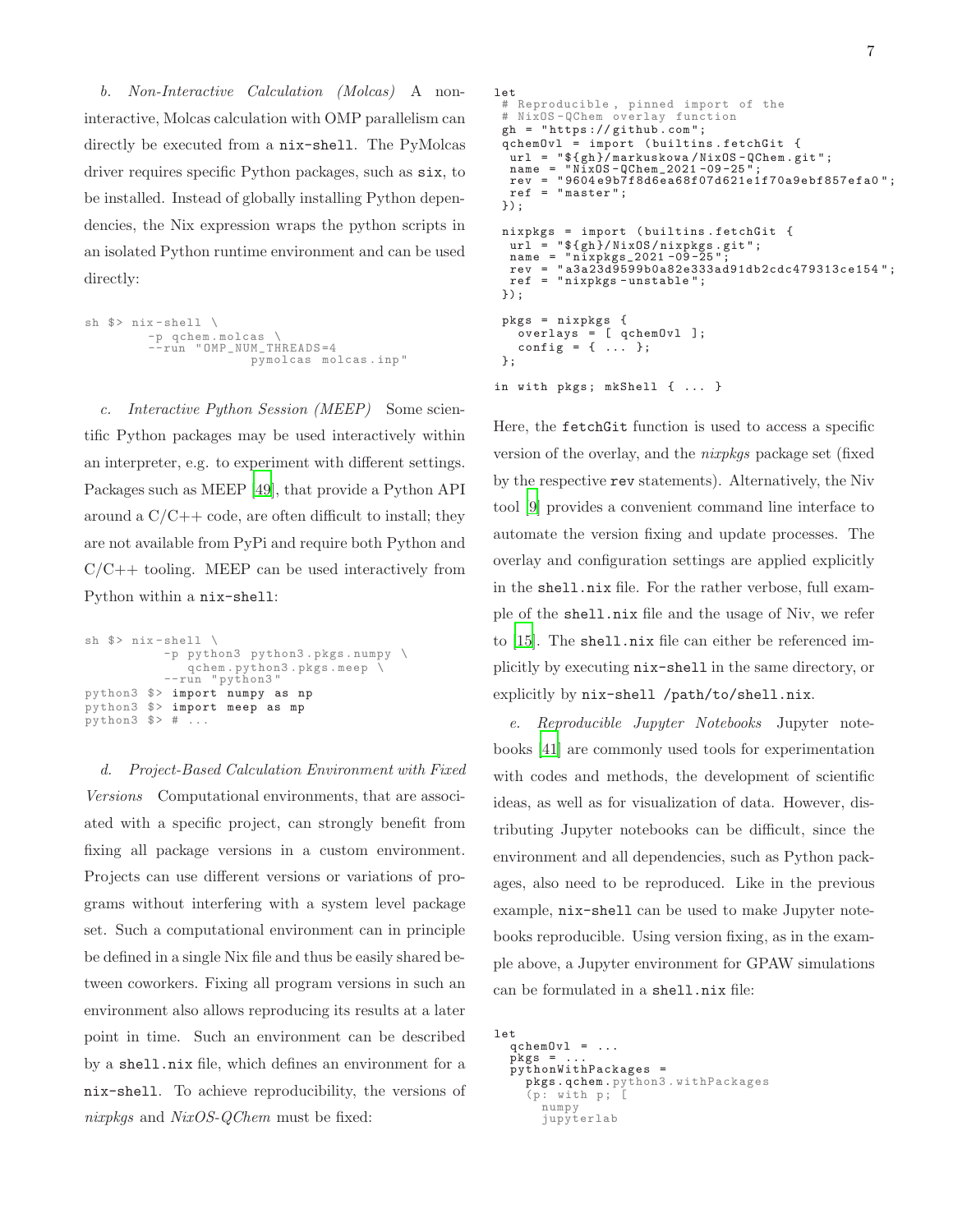*b. Non-Interactive Calculation (Molcas)* A non-interactive, Molcas calculation with OMP parallelism can directly be executed from a `nix-shell`. The PyMolcas driver requires specific Python packages, such as `six`, to be installed. Instead of globally installing Python dependencies, the Nix expression wraps the python scripts in an isolated Python runtime environment and can be used directly:

```
sh $> nix-shell \
        -p qchem.molcas \
        --run "OMP_NUM_THREADS=4
                      pymolcas molcas.inp"
```

*c. Interactive Python Session (MEEP)* Some scientific Python packages may be used interactively within an interpreter, e.g. to experiment with different settings. Packages such as MEEP [49], that provide a Python API around a C/C++ code, are often difficult to install; they are not available from PyPi and require both Python and C/C++ tooling. MEEP can be used interactively from Python within a `nix-shell`:

```
sh $> nix-shell \
          -p python3 python3.pkgs.numpy \
             qchem.python3.pkgs.meep \
          --run "python3"
python3 $> import numpy as np
python3 $> import meep as mp
python3 $> # ...
```

*d. Project-Based Calculation Environment with Fixed Versions* Computational environments, that are associated with a specific project, can strongly benefit from fixing all package versions in a custom environment. Projects can use different versions or variations of programs without interfering with a system level package set. Such a computational environment can in principle be defined in a single Nix file and thus be easily shared between coworkers. Fixing all program versions in such an environment also allows reproducing its results at a later point in time. Such an environment can be described by a `shell.nix` file, which defines an environment for a `nix-shell`. To achieve reproducibility, the versions of *nixpkgs* and *NixOS-QChem* must be fixed:

```
let
 # Reproducible, pinned import of the
 # NixOS-QChem overlay function
 gh = "https://github.com";
 qchemOvl = import (builtins.fetchGit {
  url = "${gh}/markuskowa/NixOS-QChem.git";
  name = "NixOS-QChem_2021-09-25";
  rev = "9604e9b7f8d6ea68f07d621e1f70a9ebf857efa0";
  ref = "master";
 });

 nixpkgs = import (builtins.fetchGit {
  url = "${gh}/NixOS/nixpkgs.git";
  name = "nixpkgs_2021-09-25";
  rev = "a3a23d9599b0a82e333ad91db2cdc479313ce154";
  ref = "nixpkgs-unstable";
 });

 pkgs = nixpkgs {
   overlays = [ qchemOvl ];
   config = { ... };
 };

in with pkgs; mkShell { ... }
```

Here, the `fetchGit` function is used to access a specific version of the overlay, and the *nixpkgs* package set (fixed by the respective `rev` statements). Alternatively, the Niv tool [9] provides a convenient command line interface to automate the version fixing and update processes. The overlay and configuration settings are applied explicitly in the `shell.nix` file. For the rather verbose, full example of the `shell.nix` file and the usage of Niv, we refer to [15]. The `shell.nix` file can either be referenced implicitly by executing `nix-shell` in the same directory, or explicitly by `nix-shell /path/to/shell.nix`.

*e. Reproducible Jupyter Notebooks* Jupyter notebooks [41] are commonly used tools for experimentation with codes and methods, the development of scientific ideas, as well as for visualization of data. However, distributing Jupyter notebooks can be difficult, since the environment and all dependencies, such as Python packages, also need to be reproduced. Like in the previous example, `nix-shell` can be used to make Jupyter notebooks reproducible. Using version fixing, as in the example above, a Jupyter environment for GPAW simulations can be formulated in a `shell.nix` file:

```
let
  qchemOvl = ...
  pkgs = ...
  pythonWithPackages =
    pkgs.qchem.python3.withPackages
    (p: with p; [
      numpy
      jupyterlab
```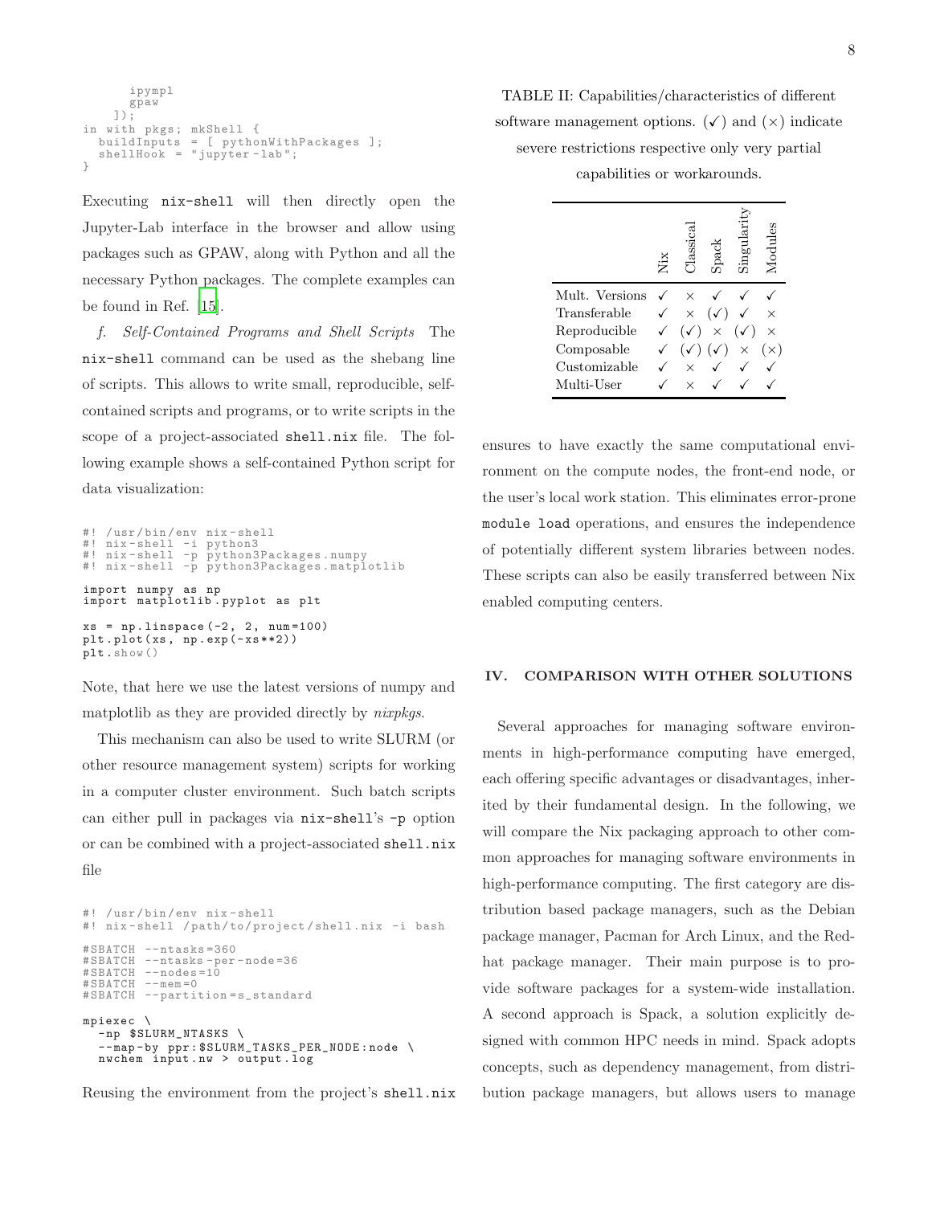```
      ipympl
      gpaw
    ]);
in with pkgs; mkShell {
  buildInputs = [ pythonWithPackages ];
  shellHook = "jupyter-lab";
}
```

Executing `nix-shell` will then directly open the Jupyter-Lab interface in the browser and allow using packages such as GPAW, along with Python and all the necessary Python packages. The complete examples can be found in Ref. [15].

*f. Self-Contained Programs and Shell Scripts* The `nix-shell` command can be used as the shebang line of scripts. This allows to write small, reproducible, self-contained scripts and programs, or to write scripts in the scope of a project-associated `shell.nix` file. The following example shows a self-contained Python script for data visualization:

```
#! /usr/bin/env nix-shell
#! nix-shell -i python3
#! nix-shell -p python3Packages.numpy
#! nix-shell -p python3Packages.matplotlib

import numpy as np
import matplotlib.pyplot as plt

xs = np.linspace(-2, 2, num=100)
plt.plot(xs, np.exp(-xs**2))
plt.show()
```

Note, that here we use the latest versions of numpy and matplotlib as they are provided directly by *nixpkgs*.

This mechanism can also be used to write SLURM (or other resource management system) scripts for working in a computer cluster environment. Such batch scripts can either pull in packages via `nix-shell`'s `-p` option or can be combined with a project-associated `shell.nix` file

```
#! /usr/bin/env nix-shell
#! nix-shell /path/to/project/shell.nix -i bash

#SBATCH --ntasks=360
#SBATCH --ntasks-per-node=36
#SBATCH --nodes=10
#SBATCH --mem=0
#SBATCH --partition=s_standard

mpiexec \
  -np $SLURM_NTASKS \
  --map-by ppr:$SLURM_TASKS_PER_NODE:node \
  nwchem input.nw > output.log
```

Reusing the environment from the project's `shell.nix` ensures to have exactly the same computational environment on the compute nodes, the front-end node, or the user's local work station. This eliminates error-prone `module load` operations, and ensures the independence of potentially different system libraries between nodes. These scripts can also be easily transferred between Nix enabled computing centers.

TABLE II: Capabilities/characteristics of different software management options. (✓) and (×) indicate severe restrictions respective only very partial capabilities or workarounds.

| | Nix | Classical | Spack | Singularity | Modules |
|---|---|---|---|---|---|
| Mult. Versions | ✓ | × | ✓ | ✓ | ✓ |
| Transferable | ✓ | × | (✓) | ✓ | × |
| Reproducible | ✓ | (✓) | × | (✓) | × |
| Composable | ✓ | (✓) | (✓) | × | (×) |
| Customizable | ✓ | × | ✓ | ✓ | ✓ |
| Multi-User | ✓ | × | ✓ | ✓ | ✓ |

## IV. COMPARISON WITH OTHER SOLUTIONS

Several approaches for managing software environments in high-performance computing have emerged, each offering specific advantages or disadvantages, inherited by their fundamental design. In the following, we will compare the Nix packaging approach to other common approaches for managing software environments in high-performance computing. The first category are distribution based package managers, such as the Debian package manager, Pacman for Arch Linux, and the Redhat package manager. Their main purpose is to provide software packages for a system-wide installation. A second approach is Spack, a solution explicitly designed with common HPC needs in mind. Spack adopts concepts, such as dependency management, from distribution package managers, but allows users to manage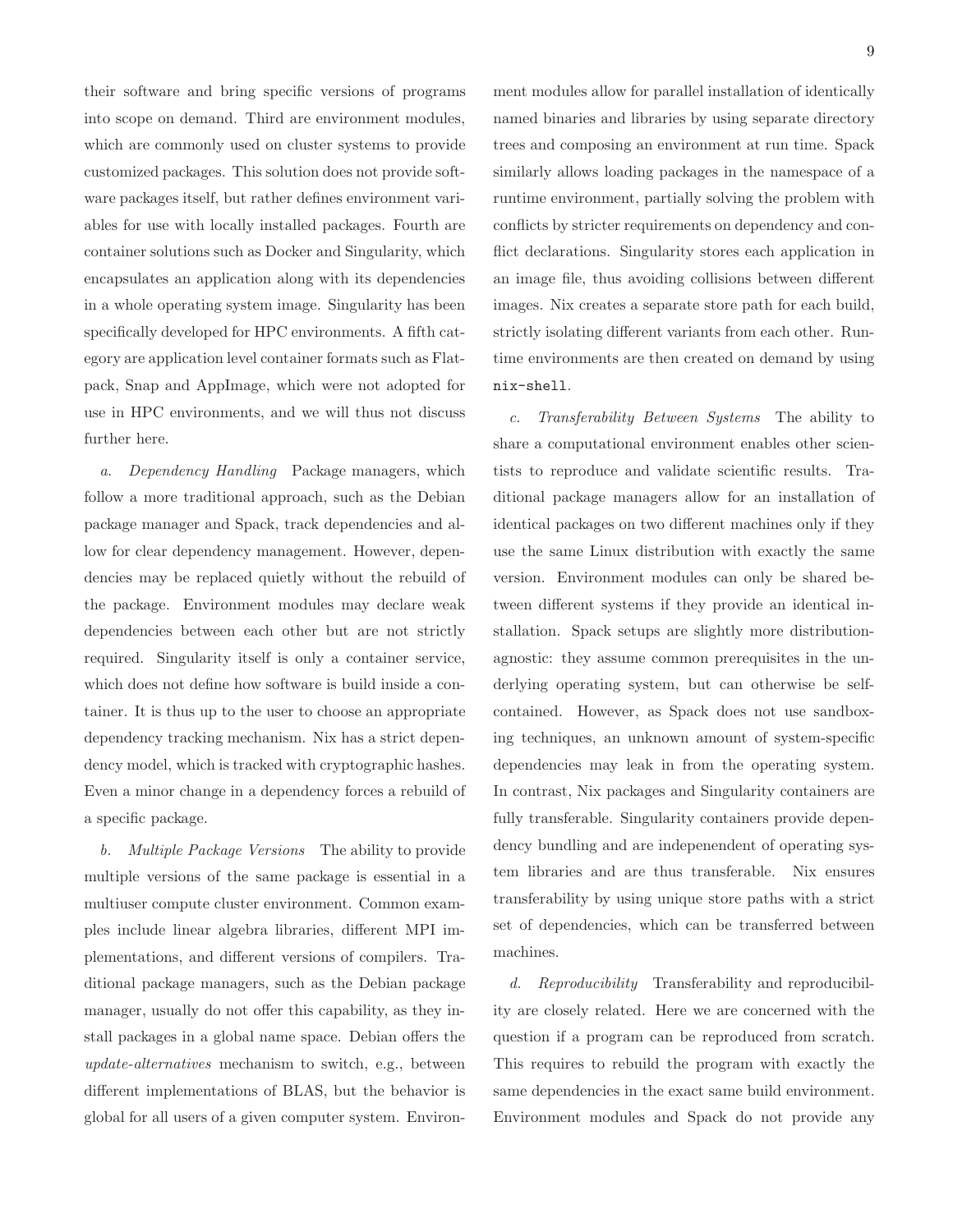their software and bring specific versions of programs into scope on demand. Third are environment modules, which are commonly used on cluster systems to provide customized packages. This solution does not provide software packages itself, but rather defines environment variables for use with locally installed packages. Fourth are container solutions such as Docker and Singularity, which encapsulates an application along with its dependencies in a whole operating system image. Singularity has been specifically developed for HPC environments. A fifth category are application level container formats such as Flatpack, Snap and AppImage, which were not adopted for use in HPC environments, and we will thus not discuss further here.

*a. Dependency Handling* Package managers, which follow a more traditional approach, such as the Debian package manager and Spack, track dependencies and allow for clear dependency management. However, dependencies may be replaced quietly without the rebuild of the package. Environment modules may declare weak dependencies between each other but are not strictly required. Singularity itself is only a container service, which does not define how software is build inside a container. It is thus up to the user to choose an appropriate dependency tracking mechanism. Nix has a strict dependency model, which is tracked with cryptographic hashes. Even a minor change in a dependency forces a rebuild of a specific package.

*b. Multiple Package Versions* The ability to provide multiple versions of the same package is essential in a multiuser compute cluster environment. Common examples include linear algebra libraries, different MPI implementations, and different versions of compilers. Traditional package managers, such as the Debian package manager, usually do not offer this capability, as they install packages in a global name space. Debian offers the *update-alternatives* mechanism to switch, e.g., between different implementations of BLAS, but the behavior is global for all users of a given computer system. Environment modules allow for parallel installation of identically named binaries and libraries by using separate directory trees and composing an environment at run time. Spack similarly allows loading packages in the namespace of a runtime environment, partially solving the problem with conflicts by stricter requirements on dependency and conflict declarations. Singularity stores each application in an image file, thus avoiding collisions between different images. Nix creates a separate store path for each build, strictly isolating different variants from each other. Runtime environments are then created on demand by using `nix-shell`.

*c. Transferability Between Systems* The ability to share a computational environment enables other scientists to reproduce and validate scientific results. Traditional package managers allow for an installation of identical packages on two different machines only if they use the same Linux distribution with exactly the same version. Environment modules can only be shared between different systems if they provide an identical installation. Spack setups are slightly more distribution-agnostic: they assume common prerequisites in the underlying operating system, but can otherwise be self-contained. However, as Spack does not use sandboxing techniques, an unknown amount of system-specific dependencies may leak in from the operating system. In contrast, Nix packages and Singularity containers are fully transferable. Singularity containers provide dependency bundling and are indepenendent of operating system libraries and are thus transferable. Nix ensures transferability by using unique store paths with a strict set of dependencies, which can be transferred between machines.

*d. Reproducibility* Transferability and reproducibility are closely related. Here we are concerned with the question if a program can be reproduced from scratch. This requires to rebuild the program with exactly the same dependencies in the exact same build environment. Environment modules and Spack do not provide any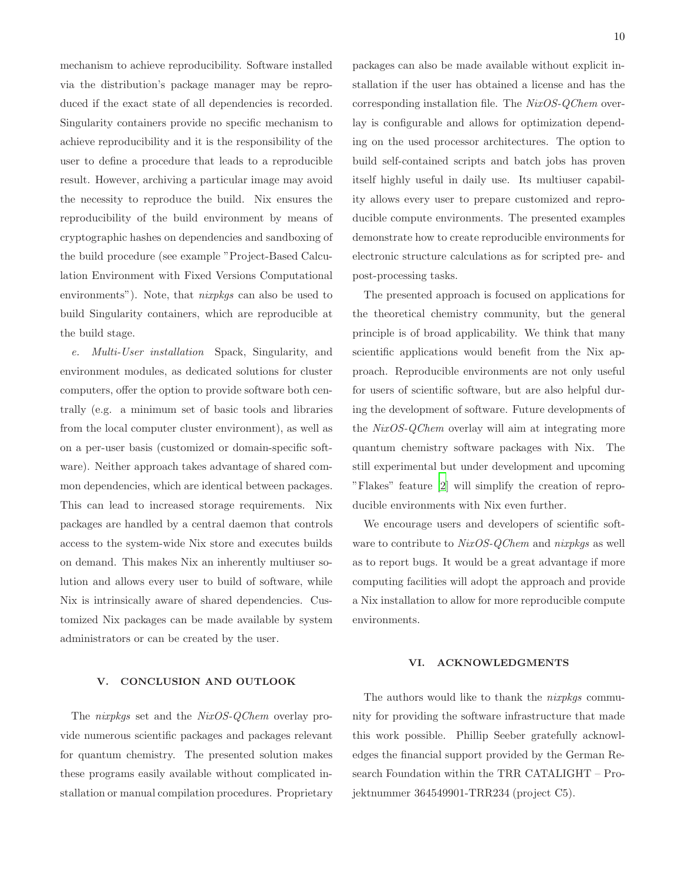mechanism to achieve reproducibility. Software installed via the distribution's package manager may be reproduced if the exact state of all dependencies is recorded. Singularity containers provide no specific mechanism to achieve reproducibility and it is the responsibility of the user to define a procedure that leads to a reproducible result. However, archiving a particular image may avoid the necessity to reproduce the build. Nix ensures the reproducibility of the build environment by means of cryptographic hashes on dependencies and sandboxing of the build procedure (see example "Project-Based Calculation Environment with Fixed Versions Computational environments"). Note, that *nixpkgs* can also be used to build Singularity containers, which are reproducible at the build stage.

*e. Multi-User installation* Spack, Singularity, and environment modules, as dedicated solutions for cluster computers, offer the option to provide software both centrally (e.g. a minimum set of basic tools and libraries from the local computer cluster environment), as well as on a per-user basis (customized or domain-specific software). Neither approach takes advantage of shared common dependencies, which are identical between packages. This can lead to increased storage requirements. Nix packages are handled by a central daemon that controls access to the system-wide Nix store and executes builds on demand. This makes Nix an inherently multiuser solution and allows every user to build of software, while Nix is intrinsically aware of shared dependencies. Customized Nix packages can be made available by system administrators or can be created by the user.

## V. CONCLUSION AND OUTLOOK

The *nixpkgs* set and the *NixOS-QChem* overlay provide numerous scientific packages and packages relevant for quantum chemistry. The presented solution makes these programs easily available without complicated installation or manual compilation procedures. Proprietary packages can also be made available without explicit installation if the user has obtained a license and has the corresponding installation file. The *NixOS-QChem* overlay is configurable and allows for optimization depending on the used processor architectures. The option to build self-contained scripts and batch jobs has proven itself highly useful in daily use. Its multiuser capability allows every user to prepare customized and reproducible compute environments. The presented examples demonstrate how to create reproducible environments for electronic structure calculations as for scripted pre- and post-processing tasks.

The presented approach is focused on applications for the theoretical chemistry community, but the general principle is of broad applicability. We think that many scientific applications would benefit from the Nix approach. Reproducible environments are not only useful for users of scientific software, but are also helpful during the development of software. Future developments of the *NixOS-QChem* overlay will aim at integrating more quantum chemistry software packages with Nix. The still experimental but under development and upcoming "Flakes" feature [2] will simplify the creation of reproducible environments with Nix even further.

We encourage users and developers of scientific software to contribute to *NixOS-QChem* and *nixpkgs* as well as to report bugs. It would be a great advantage if more computing facilities will adopt the approach and provide a Nix installation to allow for more reproducible compute environments.

## VI. ACKNOWLEDGMENTS

The authors would like to thank the *nixpkgs* community for providing the software infrastructure that made this work possible. Phillip Seeber gratefully acknowledges the financial support provided by the German Research Foundation within the TRR CATALIGHT – Projektnummer 364549901-TRR234 (project C5).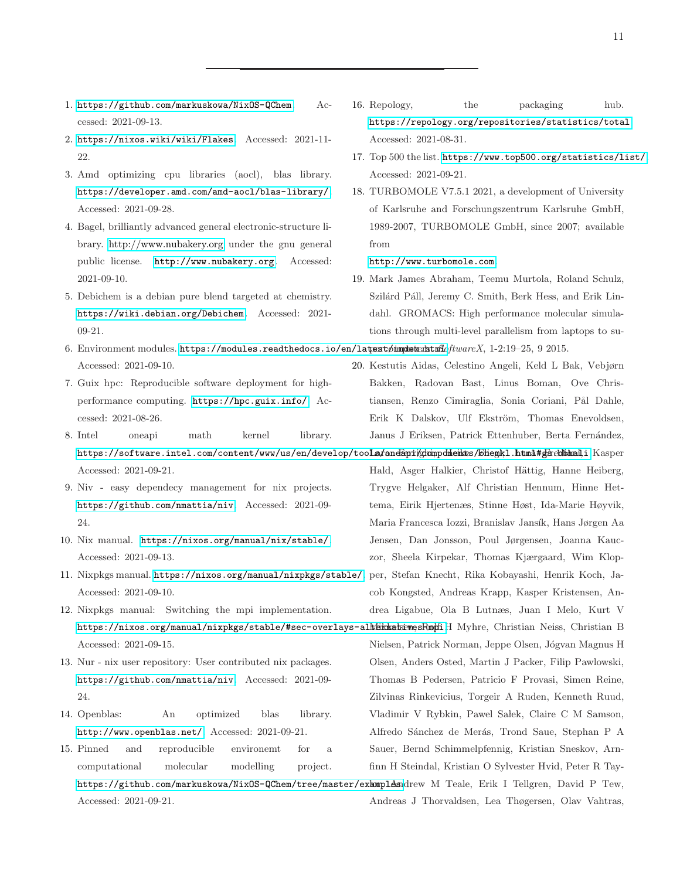1. https://github.com/markuskowa/NixOS-QChem. Accessed: 2021-09-13.
2. https://nixos.wiki/wiki/Flakes. Accessed: 2021-11-22.
3. Amd optimizing cpu libraries (aocl), blas library. https://developer.amd.com/amd-aocl/blas-library/. Accessed: 2021-09-28.
4. Bagel, brilliantly advanced general electronic-structure library. http://www.nubakery.org under the gnu general public license. http://www.nubakery.org. Accessed: 2021-09-10.
5. Debichem is a debian pure blend targeted at chemistry. https://wiki.debian.org/Debichem. Accessed: 2021-09-21.
6. Environment modules. https://modules.readthedocs.io/en/latest/index.html. Accessed: 2021-09-10.
7. Guix hpc: Reproducible software deployment for high-performance computing. https://hpc.guix.info/. Accessed: 2021-08-26.
8. Intel oneapi math kernel library. https://software.intel.com/content/www/us/en/develop/tools/oneapi/components/onemkl.html#gs.bbmali. Accessed: 2021-09-21.
9. Niv - easy dependecy management for nix projects. https://github.com/nmattia/niv. Accessed: 2021-09-24.
10. Nix manual. https://nixos.org/manual/nix/stable/. Accessed: 2021-09-13.
11. Nixpkgs manual. https://nixos.org/manual/nixpkgs/stable/. Accessed: 2021-09-10.
12. Nixpkgs manual: Switching the mpi implementation. https://nixos.org/manual/nixpkgs/stable/#sec-overlays-alternatives-mpi. Accessed: 2021-09-15.
13. Nur - nix user repository: User contributed nix packages. https://github.com/nmattia/niv. Accessed: 2021-09-24.
14. Openblas: An optimized blas library. http://www.openblas.net/. Accessed: 2021-09-21.
15. Pinned and reproducible environemt for a computational molecular modelling project. https://github.com/markuskowa/NixOS-QChem/tree/master/examples. Accessed: 2021-09-21.
16. Repology, the packaging hub. https://repology.org/repositories/statistics/total. Accessed: 2021-08-31.
17. Top 500 the list. https://www.top500.org/statistics/list/. Accessed: 2021-09-21.
18. TURBOMOLE V7.5.1 2021, a development of University of Karlsruhe and Forschungszentrum Karlsruhe GmbH, 1989-2007, TURBOMOLE GmbH, since 2007; available from http://www.turbomole.com.
19. Mark James Abraham, Teemu Murtola, Roland Schulz, Szilárd Páll, Jeremy C. Smith, Berk Hess, and Erik Lindahl. GROMACS: High performance molecular simulations through multi-level parallelism from laptops to supercomputers. *SoftwareX*, 1-2:19–25, 9 2015.
20. Kestutis Aidas, Celestino Angeli, Keld L Bak, Vebjørn Bakken, Radovan Bast, Linus Boman, Ove Christiansen, Renzo Cimiraglia, Sonia Coriani, Pål Dahle, Erik K Dalskov, Ulf Ekström, Thomas Enevoldsen, Janus J Eriksen, Patrick Ettenhuber, Berta Fernández, Lara Ferrighi, Heike Fliegl, Luca Frediani, Kasper Hald, Asger Halkier, Christof Hättig, Hanne Heiberg, Trygve Helgaker, Alf Christian Hennum, Hinne Hettema, Eirik Hjertenæs, Stinne Høst, Ida-Marie Høyvik, Maria Francesca Iozzi, Branislav Jansík, Hans Jørgen Aa Jensen, Dan Jonsson, Poul Jørgensen, Joanna Kauczor, Sheela Kirpekar, Thomas Kjærgaard, Wim Klopper, Stefan Knecht, Rika Kobayashi, Henrik Koch, Jacob Kongsted, Andreas Krapp, Kasper Kristensen, Andrea Ligabue, Ola B Lutnæs, Juan I Melo, Kurt V Mikkelsen, Rolf H Myhre, Christian Neiss, Christian B Nielsen, Patrick Norman, Jeppe Olsen, Jógvan Magnus H Olsen, Anders Osted, Martin J Packer, Filip Pawlowski, Thomas B Pedersen, Patricio F Provasi, Simen Reine, Zilvinas Rinkevicius, Torgeir A Ruden, Kenneth Ruud, Vladimir V Rybkin, Pawel Sałek, Claire C M Samson, Alfredo Sánchez de Merás, Trond Saue, Stephan P A Sauer, Bernd Schimmelpfennig, Kristian Sneskov, Arnfinn H Steindal, Kristian O Sylvester Hvid, Peter R Taylor, Andrew M Teale, Erik I Tellgren, David P Tew, Andreas J Thorvaldsen, Lea Thøgersen, Olav Vahtras,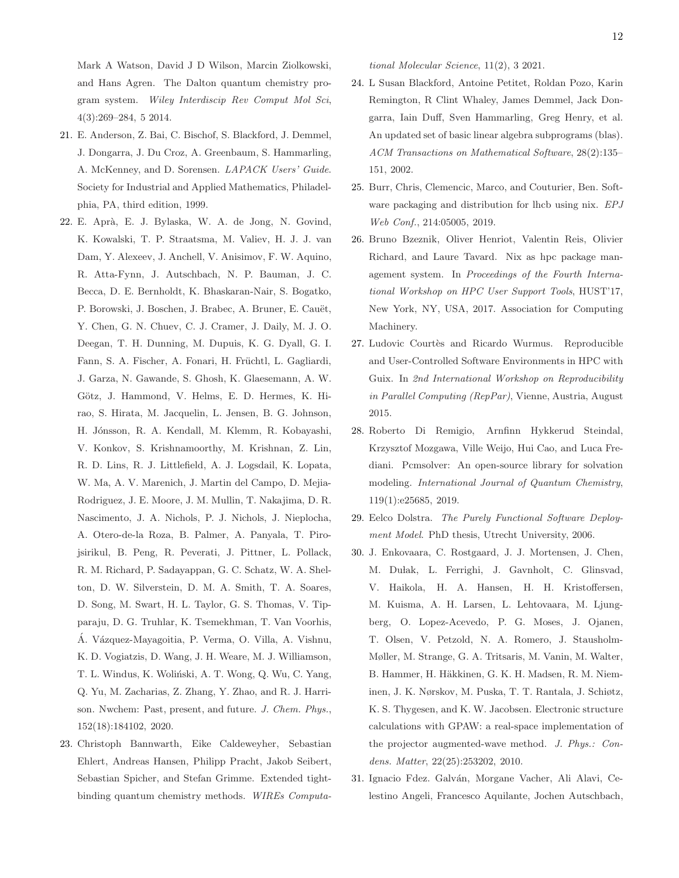Mark A Watson, David J D Wilson, Marcin Ziolkowski, and Hans Agren. The Dalton quantum chemistry program system. *Wiley Interdiscip Rev Comput Mol Sci*, 4(3):269–284, 5 2014.

21. E. Anderson, Z. Bai, C. Bischof, S. Blackford, J. Demmel, J. Dongarra, J. Du Croz, A. Greenbaum, S. Hammarling, A. McKenney, and D. Sorensen. *LAPACK Users' Guide*. Society for Industrial and Applied Mathematics, Philadelphia, PA, third edition, 1999.

22. E. Aprà, E. J. Bylaska, W. A. de Jong, N. Govind, K. Kowalski, T. P. Straatsma, M. Valiev, H. J. J. van Dam, Y. Alexeev, J. Anchell, V. Anisimov, F. W. Aquino, R. Atta-Fynn, J. Autschbach, N. P. Bauman, J. C. Becca, D. E. Bernholdt, K. Bhaskaran-Nair, S. Bogatko, P. Borowski, J. Boschen, J. Brabec, A. Bruner, E. Cauët, Y. Chen, G. N. Chuev, C. J. Cramer, J. Daily, M. J. O. Deegan, T. H. Dunning, M. Dupuis, K. G. Dyall, G. I. Fann, S. A. Fischer, A. Fonari, H. Früchtl, L. Gagliardi, J. Garza, N. Gawande, S. Ghosh, K. Glaesemann, A. W. Götz, J. Hammond, V. Helms, E. D. Hermes, K. Hirao, S. Hirata, M. Jacquelin, L. Jensen, B. G. Johnson, H. Jónsson, R. A. Kendall, M. Klemm, R. Kobayashi, V. Konkov, S. Krishnamoorthy, M. Krishnan, Z. Lin, R. D. Lins, R. J. Littlefield, A. J. Logsdail, K. Lopata, W. Ma, A. V. Marenich, J. Martin del Campo, D. Mejia-Rodriguez, J. E. Moore, J. M. Mullin, T. Nakajima, D. R. Nascimento, J. A. Nichols, P. J. Nichols, J. Nieplocha, A. Otero-de-la Roza, B. Palmer, A. Panyala, T. Pirojsirikul, B. Peng, R. Peverati, J. Pittner, L. Pollack, R. M. Richard, P. Sadayappan, G. C. Schatz, W. A. Shelton, D. W. Silverstein, D. M. A. Smith, T. A. Soares, D. Song, M. Swart, H. L. Taylor, G. S. Thomas, V. Tipparaju, D. G. Truhlar, K. Tsemekhman, T. Van Voorhis, Á. Vázquez-Mayagoitia, P. Verma, O. Villa, A. Vishnu, K. D. Vogiatzis, D. Wang, J. H. Weare, M. J. Williamson, T. L. Windus, K. Woliński, A. T. Wong, Q. Wu, C. Yang, Q. Yu, M. Zacharias, Z. Zhang, Y. Zhao, and R. J. Harrison. Nwchem: Past, present, and future. *J. Chem. Phys.*, 152(18):184102, 2020.

23. Christoph Bannwarth, Eike Caldeweyher, Sebastian Ehlert, Andreas Hansen, Philipp Pracht, Jakob Seibert, Sebastian Spicher, and Stefan Grimme. Extended tight-binding quantum chemistry methods. *WIREs Computational Molecular Science*, 11(2), 3 2021.

24. L Susan Blackford, Antoine Petitet, Roldan Pozo, Karin Remington, R Clint Whaley, James Demmel, Jack Dongarra, Iain Duff, Sven Hammarling, Greg Henry, et al. An updated set of basic linear algebra subprograms (blas). *ACM Transactions on Mathematical Software*, 28(2):135–151, 2002.

25. Burr, Chris, Clemencic, Marco, and Couturier, Ben. Software packaging and distribution for lhcb using nix. *EPJ Web Conf.*, 214:05005, 2019.

26. Bruno Bzeznik, Oliver Henriot, Valentin Reis, Olivier Richard, and Laure Tavard. Nix as hpc package management system. In *Proceedings of the Fourth International Workshop on HPC User Support Tools*, HUST'17, New York, NY, USA, 2017. Association for Computing Machinery.

27. Ludovic Courtès and Ricardo Wurmus. Reproducible and User-Controlled Software Environments in HPC with Guix. In *2nd International Workshop on Reproducibility in Parallel Computing (RepPar)*, Vienne, Austria, August 2015.

28. Roberto Di Remigio, Arnfinn Hykkerud Steindal, Krzysztof Mozgawa, Ville Weijo, Hui Cao, and Luca Frediani. Pcmsolver: An open-source library for solvation modeling. *International Journal of Quantum Chemistry*, 119(1):e25685, 2019.

29. Eelco Dolstra. *The Purely Functional Software Deployment Model*. PhD thesis, Utrecht University, 2006.

30. J. Enkovaara, C. Rostgaard, J. J. Mortensen, J. Chen, M. Dułak, L. Ferrighi, J. Gavnholt, C. Glinsvad, V. Haikola, H. A. Hansen, H. H. Kristoffersen, M. Kuisma, A. H. Larsen, L. Lehtovaara, M. Ljungberg, O. Lopez-Acevedo, P. G. Moses, J. Ojanen, T. Olsen, V. Petzold, N. A. Romero, J. Stausholm-Møller, M. Strange, G. A. Tritsaris, M. Vanin, M. Walter, B. Hammer, H. Häkkinen, G. K. H. Madsen, R. M. Nieminen, J. K. Nørskov, M. Puska, T. T. Rantala, J. Schiøtz, K. S. Thygesen, and K. W. Jacobsen. Electronic structure calculations with GPAW: a real-space implementation of the projector augmented-wave method. *J. Phys.: Condens. Matter*, 22(25):253202, 2010.

31. Ignacio Fdez. Galván, Morgane Vacher, Ali Alavi, Celestino Angeli, Francesco Aquilante, Jochen Autschbach,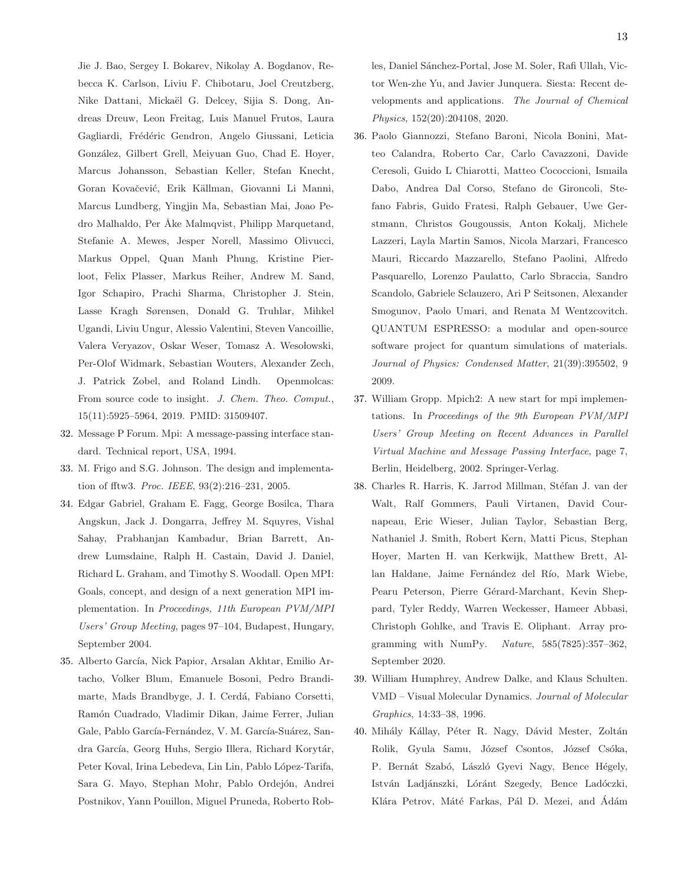Jie J. Bao, Sergey I. Bokarev, Nikolay A. Bogdanov, Rebecca K. Carlson, Liviu F. Chibotaru, Joel Creutzberg, Nike Dattani, Mickaël G. Delcey, Sijia S. Dong, Andreas Dreuw, Leon Freitag, Luis Manuel Frutos, Laura Gagliardi, Frédéric Gendron, Angelo Giussani, Leticia González, Gilbert Grell, Meiyuan Guo, Chad E. Hoyer, Marcus Johansson, Sebastian Keller, Stefan Knecht, Goran Kovačević, Erik Källman, Giovanni Li Manni, Marcus Lundberg, Yingjin Ma, Sebastian Mai, Joao Pedro Malhaldo, Per Åke Malmqvist, Philipp Marquetand, Stefanie A. Mewes, Jesper Norell, Massimo Olivucci, Markus Oppel, Quan Manh Phung, Kristine Pierloot, Felix Plasser, Markus Reiher, Andrew M. Sand, Igor Schapiro, Prachi Sharma, Christopher J. Stein, Lasse Kragh Sørensen, Donald G. Truhlar, Mihkel Ugandi, Liviu Ungur, Alessio Valentini, Steven Vancoillie, Valera Veryazov, Oskar Weser, Tomasz A. Wesołowski, Per-Olof Widmark, Sebastian Wouters, Alexander Zech, J. Patrick Zobel, and Roland Lindh. Openmolcas: From source code to insight. *J. Chem. Theo. Comput.*, 15(11):5925–5964, 2019. PMID: 31509407.

32. Message P Forum. Mpi: A message-passing interface standard. Technical report, USA, 1994.
33. M. Frigo and S.G. Johnson. The design and implementation of fftw3. *Proc. IEEE*, 93(2):216–231, 2005.
34. Edgar Gabriel, Graham E. Fagg, George Bosilca, Thara Angskun, Jack J. Dongarra, Jeffrey M. Squyres, Vishal Sahay, Prabhanjan Kambadur, Brian Barrett, Andrew Lumsdaine, Ralph H. Castain, David J. Daniel, Richard L. Graham, and Timothy S. Woodall. Open MPI: Goals, concept, and design of a next generation MPI implementation. In *Proceedings, 11th European PVM/MPI Users' Group Meeting*, pages 97–104, Budapest, Hungary, September 2004.
35. Alberto García, Nick Papior, Arsalan Akhtar, Emilio Artacho, Volker Blum, Emanuele Bosoni, Pedro Brandimarte, Mads Brandbyge, J. I. Cerdá, Fabiano Corsetti, Ramón Cuadrado, Vladimir Dikan, Jaime Ferrer, Julian Gale, Pablo García-Fernández, V. M. García-Suárez, Sandra García, Georg Huhs, Sergio Illera, Richard Korytár, Peter Koval, Irina Lebedeva, Lin Lin, Pablo López-Tarifa, Sara G. Mayo, Stephan Mohr, Pablo Ordejón, Andrei Postnikov, Yann Pouillon, Miguel Pruneda, Roberto Robles, Daniel Sánchez-Portal, Jose M. Soler, Rafi Ullah, Victor Wen-zhe Yu, and Javier Junquera. Siesta: Recent developments and applications. *The Journal of Chemical Physics*, 152(20):204108, 2020.
36. Paolo Giannozzi, Stefano Baroni, Nicola Bonini, Matteo Calandra, Roberto Car, Carlo Cavazzoni, Davide Ceresoli, Guido L Chiarotti, Matteo Cococcioni, Ismaila Dabo, Andrea Dal Corso, Stefano de Gironcoli, Stefano Fabris, Guido Fratesi, Ralph Gebauer, Uwe Gerstmann, Christos Gougoussis, Anton Kokalj, Michele Lazzeri, Layla Martin Samos, Nicola Marzari, Francesco Mauri, Riccardo Mazzarello, Stefano Paolini, Alfredo Pasquarello, Lorenzo Paulatto, Carlo Sbraccia, Sandro Scandolo, Gabriele Sclauzero, Ari P Seitsonen, Alexander Smogunov, Paolo Umari, and Renata M Wentzcovitch. QUANTUM ESPRESSO: a modular and open-source software project for quantum simulations of materials. *Journal of Physics: Condensed Matter*, 21(39):395502, 9 2009.
37. William Gropp. Mpich2: A new start for mpi implementations. In *Proceedings of the 9th European PVM/MPI Users' Group Meeting on Recent Advances in Parallel Virtual Machine and Message Passing Interface*, page 7, Berlin, Heidelberg, 2002. Springer-Verlag.
38. Charles R. Harris, K. Jarrod Millman, Stéfan J. van der Walt, Ralf Gommers, Pauli Virtanen, David Cournapeau, Eric Wieser, Julian Taylor, Sebastian Berg, Nathaniel J. Smith, Robert Kern, Matti Picus, Stephan Hoyer, Marten H. van Kerkwijk, Matthew Brett, Allan Haldane, Jaime Fernández del Río, Mark Wiebe, Pearu Peterson, Pierre Gérard-Marchant, Kevin Sheppard, Tyler Reddy, Warren Weckesser, Hameer Abbasi, Christoph Gohlke, and Travis E. Oliphant. Array programming with NumPy. *Nature*, 585(7825):357–362, September 2020.
39. William Humphrey, Andrew Dalke, and Klaus Schulten. VMD – Visual Molecular Dynamics. *Journal of Molecular Graphics*, 14:33–38, 1996.
40. Mihály Kállay, Péter R. Nagy, Dávid Mester, Zoltán Rolik, Gyula Samu, József Csontos, József Csóka, P. Bernát Szabó, László Gyevi Nagy, Bence Hégely, István Ladjánszki, Lóránt Szegedy, Bence Ladóczki, Klára Petrov, Máté Farkas, Pál D. Mezei, and Ádám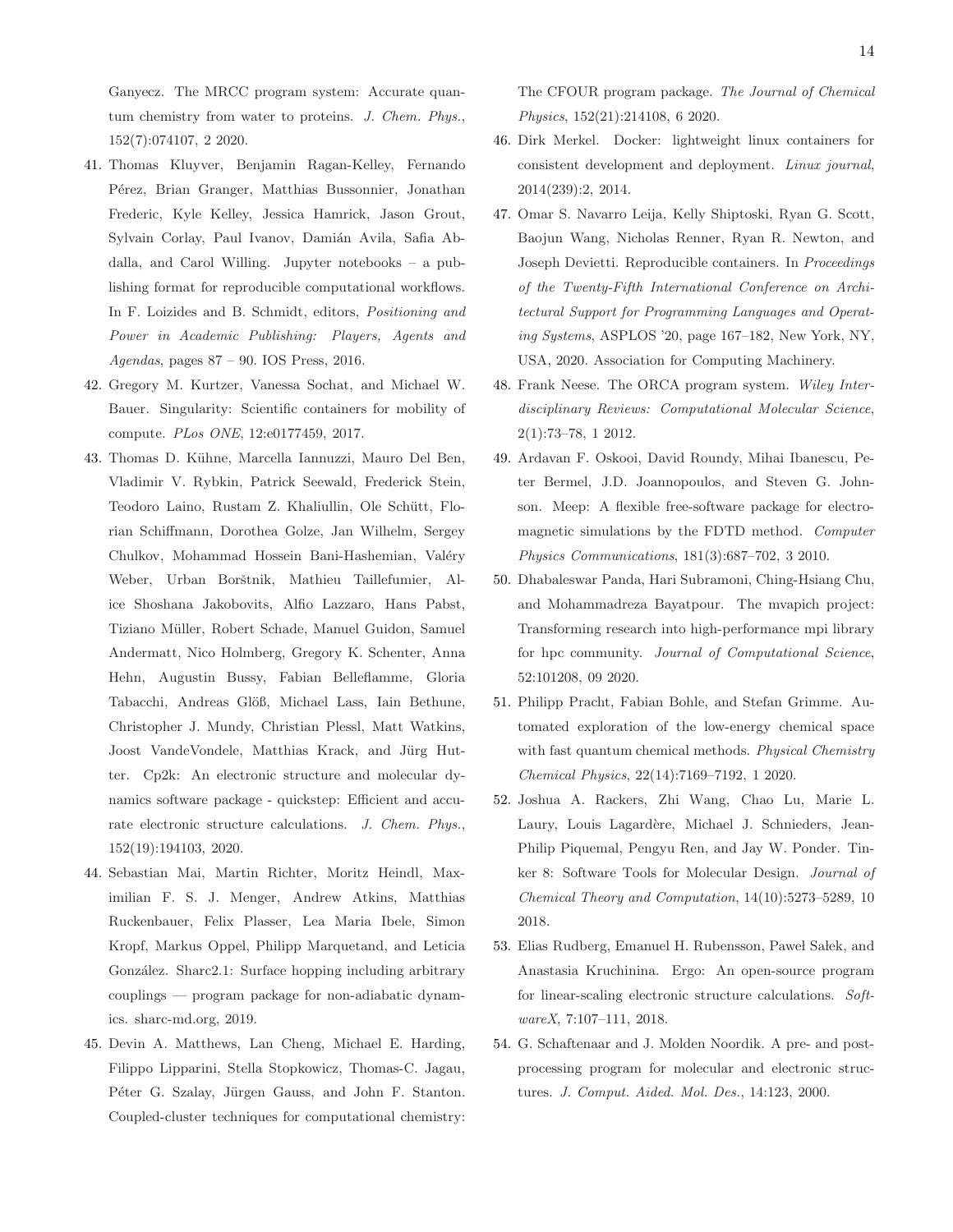Ganyecz. The MRCC program system: Accurate quantum chemistry from water to proteins. *J. Chem. Phys.*, 152(7):074107, 2 2020.

41. Thomas Kluyver, Benjamin Ragan-Kelley, Fernando Pérez, Brian Granger, Matthias Bussonnier, Jonathan Frederic, Kyle Kelley, Jessica Hamrick, Jason Grout, Sylvain Corlay, Paul Ivanov, Damián Avila, Safia Abdalla, and Carol Willing. Jupyter notebooks – a publishing format for reproducible computational workflows. In F. Loizides and B. Schmidt, editors, *Positioning and Power in Academic Publishing: Players, Agents and Agendas*, pages 87 – 90. IOS Press, 2016.

42. Gregory M. Kurtzer, Vanessa Sochat, and Michael W. Bauer. Singularity: Scientific containers for mobility of compute. *PLos ONE*, 12:e0177459, 2017.

43. Thomas D. Kühne, Marcella Iannuzzi, Mauro Del Ben, Vladimir V. Rybkin, Patrick Seewald, Frederick Stein, Teodoro Laino, Rustam Z. Khaliullin, Ole Schütt, Florian Schiffmann, Dorothea Golze, Jan Wilhelm, Sergey Chulkov, Mohammad Hossein Bani-Hashemian, Valéry Weber, Urban Borštnik, Mathieu Taillefumier, Alice Shoshana Jakobovits, Alfio Lazzaro, Hans Pabst, Tiziano Müller, Robert Schade, Manuel Guidon, Samuel Andermatt, Nico Holmberg, Gregory K. Schenter, Anna Hehn, Augustin Bussy, Fabian Belleflamme, Gloria Tabacchi, Andreas Glöß, Michael Lass, Iain Bethune, Christopher J. Mundy, Christian Plessl, Matt Watkins, Joost VandeVondele, Matthias Krack, and Jürg Hutter. Cp2k: An electronic structure and molecular dynamics software package - quickstep: Efficient and accurate electronic structure calculations. *J. Chem. Phys.*, 152(19):194103, 2020.

44. Sebastian Mai, Martin Richter, Moritz Heindl, Maximilian F. S. J. Menger, Andrew Atkins, Matthias Ruckenbauer, Felix Plasser, Lea Maria Ibele, Simon Kropf, Markus Oppel, Philipp Marquetand, and Leticia González. Sharc2.1: Surface hopping including arbitrary couplings — program package for non-adiabatic dynamics. sharc-md.org, 2019.

45. Devin A. Matthews, Lan Cheng, Michael E. Harding, Filippo Lipparini, Stella Stopkowicz, Thomas-C. Jagau, Péter G. Szalay, Jürgen Gauss, and John F. Stanton. Coupled-cluster techniques for computational chemistry: The CFOUR program package. *The Journal of Chemical Physics*, 152(21):214108, 6 2020.

46. Dirk Merkel. Docker: lightweight linux containers for consistent development and deployment. *Linux journal*, 2014(239):2, 2014.

47. Omar S. Navarro Leija, Kelly Shiptoski, Ryan G. Scott, Baojun Wang, Nicholas Renner, Ryan R. Newton, and Joseph Devietti. Reproducible containers. In *Proceedings of the Twenty-Fifth International Conference on Architectural Support for Programming Languages and Operating Systems*, ASPLOS '20, page 167–182, New York, NY, USA, 2020. Association for Computing Machinery.

48. Frank Neese. The ORCA program system. *Wiley Interdisciplinary Reviews: Computational Molecular Science*, 2(1):73–78, 1 2012.

49. Ardavan F. Oskooi, David Roundy, Mihai Ibanescu, Peter Bermel, J.D. Joannopoulos, and Steven G. Johnson. Meep: A flexible free-software package for electromagnetic simulations by the FDTD method. *Computer Physics Communications*, 181(3):687–702, 3 2010.

50. Dhabaleswar Panda, Hari Subramoni, Ching-Hsiang Chu, and Mohammadreza Bayatpour. The mvapich project: Transforming research into high-performance mpi library for hpc community. *Journal of Computational Science*, 52:101208, 09 2020.

51. Philipp Pracht, Fabian Bohle, and Stefan Grimme. Automated exploration of the low-energy chemical space with fast quantum chemical methods. *Physical Chemistry Chemical Physics*, 22(14):7169–7192, 1 2020.

52. Joshua A. Rackers, Zhi Wang, Chao Lu, Marie L. Laury, Louis Lagardère, Michael J. Schnieders, Jean-Philip Piquemal, Pengyu Ren, and Jay W. Ponder. Tinker 8: Software Tools for Molecular Design. *Journal of Chemical Theory and Computation*, 14(10):5273–5289, 10 2018.

53. Elias Rudberg, Emanuel H. Rubensson, Paweł Sałek, and Anastasia Kruchinina. Ergo: An open-source program for linear-scaling electronic structure calculations. *SoftwareX*, 7:107–111, 2018.

54. G. Schaftenaar and J. Molden Noordik. A pre- and post-processing program for molecular and electronic structures. *J. Comput. Aided. Mol. Des.*, 14:123, 2000.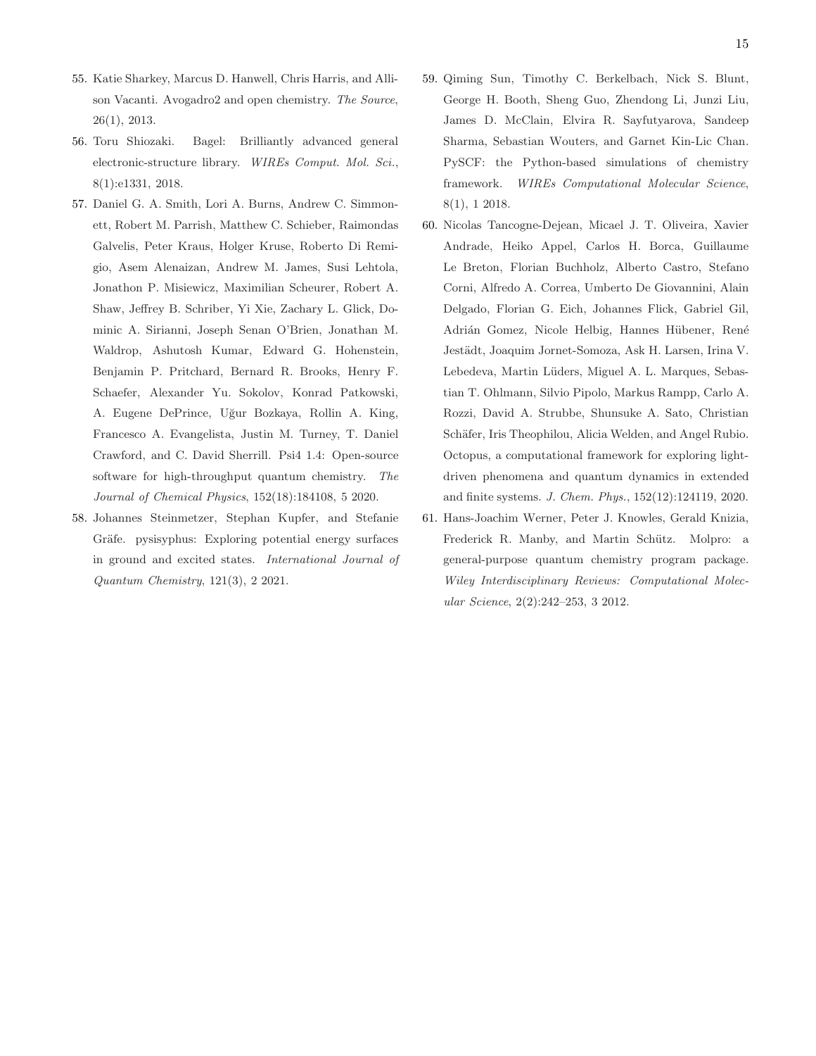55. Katie Sharkey, Marcus D. Hanwell, Chris Harris, and Allison Vacanti. Avogadro2 and open chemistry. *The Source*, 26(1), 2013.
56. Toru Shiozaki. Bagel: Brilliantly advanced general electronic-structure library. *WIREs Comput. Mol. Sci.*, 8(1):e1331, 2018.
57. Daniel G. A. Smith, Lori A. Burns, Andrew C. Simmonett, Robert M. Parrish, Matthew C. Schieber, Raimondas Galvelis, Peter Kraus, Holger Kruse, Roberto Di Remigio, Asem Alenaizan, Andrew M. James, Susi Lehtola, Jonathon P. Misiewicz, Maximilian Scheurer, Robert A. Shaw, Jeffrey B. Schriber, Yi Xie, Zachary L. Glick, Dominic A. Sirianni, Joseph Senan O'Brien, Jonathan M. Waldrop, Ashutosh Kumar, Edward G. Hohenstein, Benjamin P. Pritchard, Bernard R. Brooks, Henry F. Schaefer, Alexander Yu. Sokolov, Konrad Patkowski, A. Eugene DePrince, Uğur Bozkaya, Rollin A. King, Francesco A. Evangelista, Justin M. Turney, T. Daniel Crawford, and C. David Sherrill. Psi4 1.4: Open-source software for high-throughput quantum chemistry. *The Journal of Chemical Physics*, 152(18):184108, 5 2020.
58. Johannes Steinmetzer, Stephan Kupfer, and Stefanie Gräfe. pysisyphus: Exploring potential energy surfaces in ground and excited states. *International Journal of Quantum Chemistry*, 121(3), 2 2021.
59. Qiming Sun, Timothy C. Berkelbach, Nick S. Blunt, George H. Booth, Sheng Guo, Zhendong Li, Junzi Liu, James D. McClain, Elvira R. Sayfutyarova, Sandeep Sharma, Sebastian Wouters, and Garnet Kin-Lic Chan. PySCF: the Python-based simulations of chemistry framework. *WIREs Computational Molecular Science*, 8(1), 1 2018.
60. Nicolas Tancogne-Dejean, Micael J. T. Oliveira, Xavier Andrade, Heiko Appel, Carlos H. Borca, Guillaume Le Breton, Florian Buchholz, Alberto Castro, Stefano Corni, Alfredo A. Correa, Umberto De Giovannini, Alain Delgado, Florian G. Eich, Johannes Flick, Gabriel Gil, Adrián Gomez, Nicole Helbig, Hannes Hübener, René Jestädt, Joaquim Jornet-Somoza, Ask H. Larsen, Irina V. Lebedeva, Martin Lüders, Miguel A. L. Marques, Sebastian T. Ohlmann, Silvio Pipolo, Markus Rampp, Carlo A. Rozzi, David A. Strubbe, Shunsuke A. Sato, Christian Schäfer, Iris Theophilou, Alicia Welden, and Angel Rubio. Octopus, a computational framework for exploring light-driven phenomena and quantum dynamics in extended and finite systems. *J. Chem. Phys.*, 152(12):124119, 2020.
61. Hans-Joachim Werner, Peter J. Knowles, Gerald Knizia, Frederick R. Manby, and Martin Schütz. Molpro: a general-purpose quantum chemistry program package. *Wiley Interdisciplinary Reviews: Computational Molecular Science*, 2(2):242–253, 3 2012.